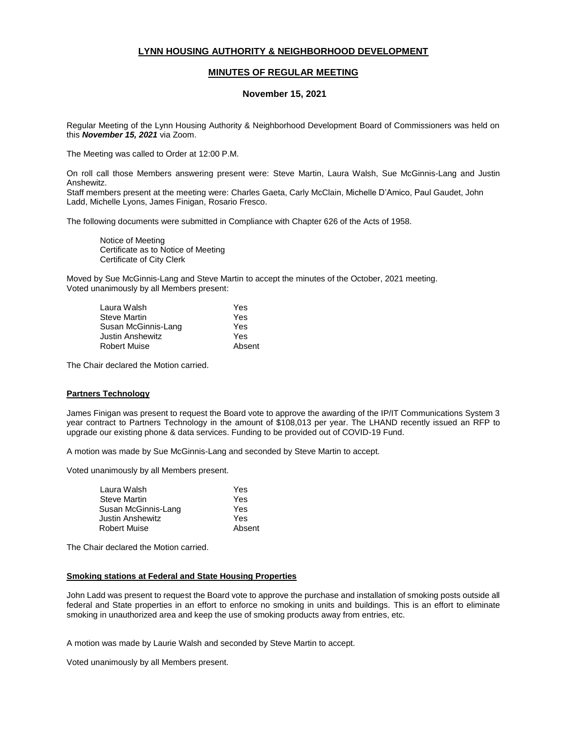## LYNN HOUSING AUTHORITY & NEIGHBORHOOD DEVELOPMENT

## MINUTES OF REGULAR MEETING

### November 15, 2021

Regular Meeting of the Lynn Housing Authority & Neighborhood Development Board of Commissioners was held on this ***November 15, 2021*** via Zoom.

The Meeting was called to Order at 12:00 P.M.

On roll call those Members answering present were: Steve Martin, Laura Walsh, Sue McGinnis-Lang and Justin Anshewitz.
Staff members present at the meeting were: Charles Gaeta, Carly McClain, Michelle D'Amico, Paul Gaudet, John Ladd, Michelle Lyons, James Finigan, Rosario Fresco.

The following documents were submitted in Compliance with Chapter 626 of the Acts of 1958.

Notice of Meeting
Certificate as to Notice of Meeting
Certificate of City Clerk

Moved by Sue McGinnis-Lang and Steve Martin to accept the minutes of the October, 2021 meeting.
Voted unanimously by all Members present:

| | |
|---|---|
| Laura Walsh | Yes |
| Steve Martin | Yes |
| Susan McGinnis-Lang | Yes |
| Justin Anshewitz | Yes |
| Robert Muise | Absent |

The Chair declared the Motion carried.

**Partners Technology**

James Finigan was present to request the Board vote to approve the awarding of the IP/IT Communications System 3 year contract to Partners Technology in the amount of $108,013 per year. The LHAND recently issued an RFP to upgrade our existing phone & data services. Funding to be provided out of COVID-19 Fund.

A motion was made by Sue McGinnis-Lang and seconded by Steve Martin to accept.

Voted unanimously by all Members present.

| | |
|---|---|
| Laura Walsh | Yes |
| Steve Martin | Yes |
| Susan McGinnis-Lang | Yes |
| Justin Anshewitz | Yes |
| Robert Muise | Absent |

The Chair declared the Motion carried.

**Smoking stations at Federal and State Housing Properties**

John Ladd was present to request the Board vote to approve the purchase and installation of smoking posts outside all federal and State properties in an effort to enforce no smoking in units and buildings. This is an effort to eliminate smoking in unauthorized area and keep the use of smoking products away from entries, etc.

A motion was made by Laurie Walsh and seconded by Steve Martin to accept.

Voted unanimously by all Members present.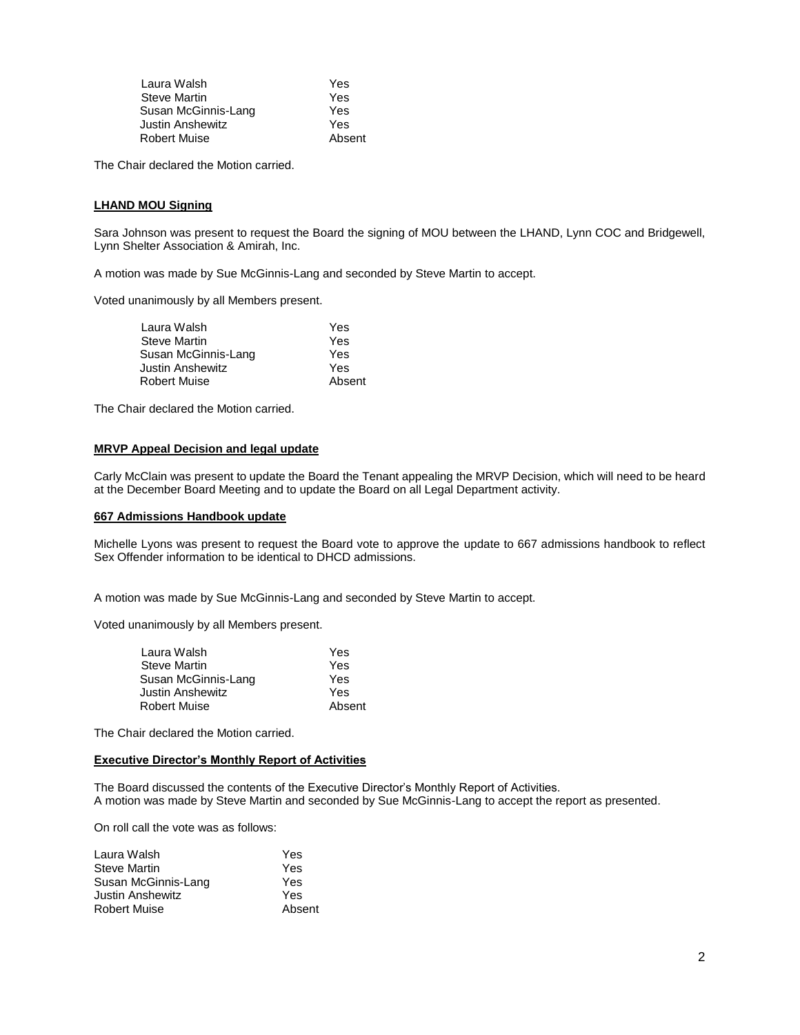| | |
|---|---|
| Laura Walsh | Yes |
| Steve Martin | Yes |
| Susan McGinnis-Lang | Yes |
| Justin Anshewitz | Yes |
| Robert Muise | Absent |

The Chair declared the Motion carried.

**LHAND MOU Signing**

Sara Johnson was present to request the Board the signing of MOU between the LHAND, Lynn COC and Bridgewell, Lynn Shelter Association & Amirah, Inc.

A motion was made by Sue McGinnis-Lang and seconded by Steve Martin to accept.

Voted unanimously by all Members present.

| | |
|---|---|
| Laura Walsh | Yes |
| Steve Martin | Yes |
| Susan McGinnis-Lang | Yes |
| Justin Anshewitz | Yes |
| Robert Muise | Absent |

The Chair declared the Motion carried.

**MRVP Appeal Decision and legal update**

Carly McClain was present to update the Board the Tenant appealing the MRVP Decision, which will need to be heard at the December Board Meeting and to update the Board on all Legal Department activity.

**667 Admissions Handbook update**

Michelle Lyons was present to request the Board vote to approve the update to 667 admissions handbook to reflect Sex Offender information to be identical to DHCD admissions.

A motion was made by Sue McGinnis-Lang and seconded by Steve Martin to accept.

Voted unanimously by all Members present.

| | |
|---|---|
| Laura Walsh | Yes |
| Steve Martin | Yes |
| Susan McGinnis-Lang | Yes |
| Justin Anshewitz | Yes |
| Robert Muise | Absent |

The Chair declared the Motion carried.

**Executive Director's Monthly Report of Activities**

The Board discussed the contents of the Executive Director's Monthly Report of Activities.
A motion was made by Steve Martin and seconded by Sue McGinnis-Lang to accept the report as presented.

On roll call the vote was as follows:

| | |
|---|---|
| Laura Walsh | Yes |
| Steve Martin | Yes |
| Susan McGinnis-Lang | Yes |
| Justin Anshewitz | Yes |
| Robert Muise | Absent |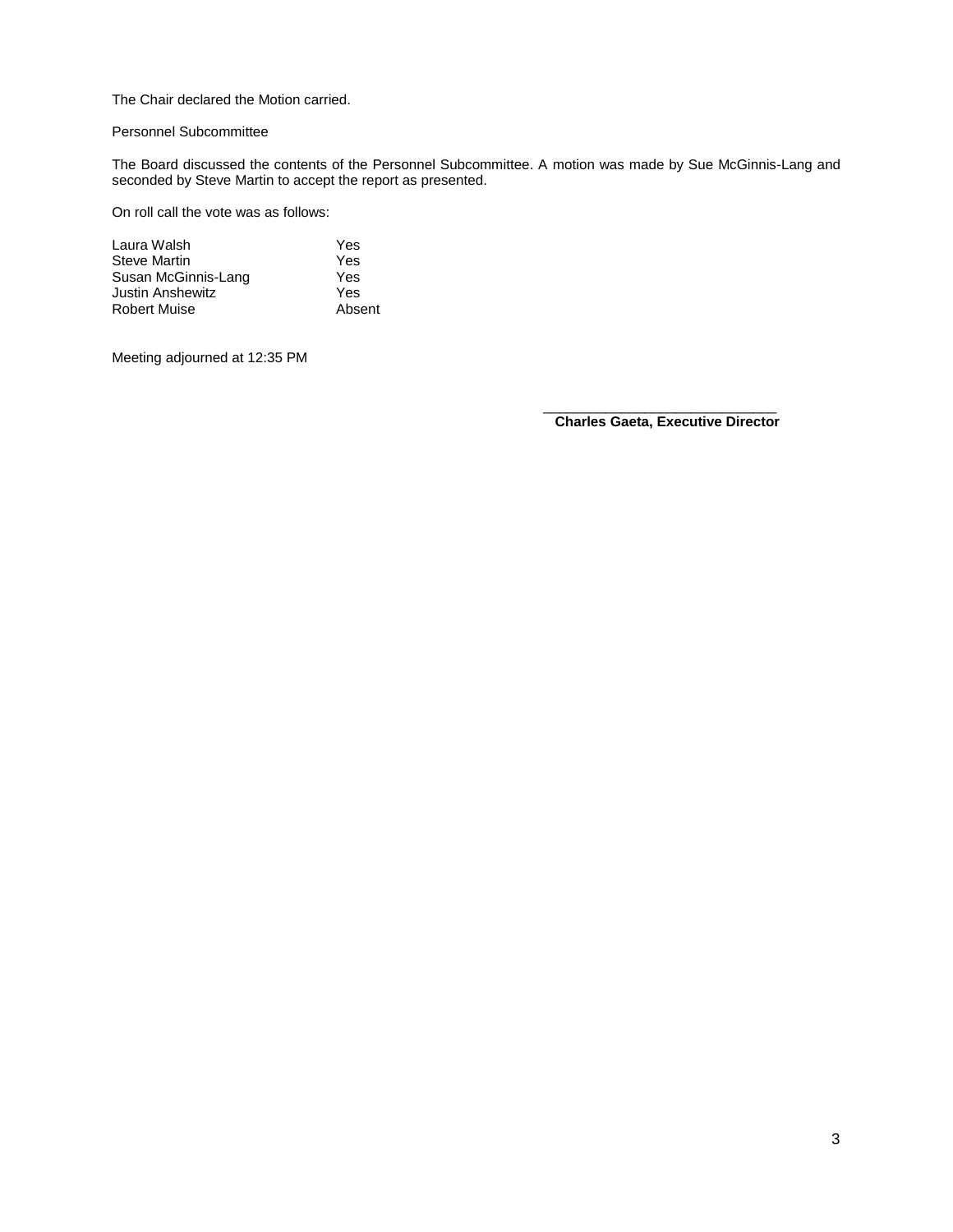The Chair declared the Motion carried.

Personnel Subcommittee

The Board discussed the contents of the Personnel Subcommittee. A motion was made by Sue McGinnis-Lang and seconded by Steve Martin to accept the report as presented.

On roll call the vote was as follows:

| | |
|---|---|
| Laura Walsh | Yes |
| Steve Martin | Yes |
| Susan McGinnis-Lang | Yes |
| Justin Anshewitz | Yes |
| Robert Muise | Absent |

Meeting adjourned at 12:35 PM

______________________________
**Charles Gaeta, Executive Director**